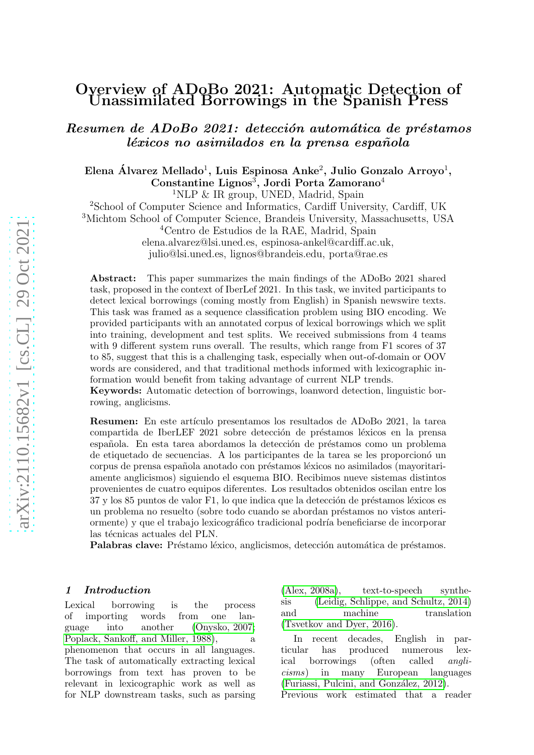# Overview of ADoBo 2021: Automatic Detection of Unassimilated Borrowings in the Spanish Press

## *Resumen de ADoBo 2021: detección automática de préstamos léxicos no asimilados en la prensa española*

**Elena Álvarez Mellado**[1], **Luis Espinosa Anke**[2], **Julio Gonzalo Arroyo**[1], **Constantine Lignos**[3], **Jordi Porta Zamorano**[4]

[1]NLP & IR group, UNED, Madrid, Spain
[2]School of Computer Science and Informatics, Cardiff University, Cardiff, UK
[3]Michtom School of Computer Science, Brandeis University, Massachusetts, USA
[4]Centro de Estudios de la RAE, Madrid, Spain
elena.alvarez@lsi.uned.es, espinosa-ankel@cardiff.ac.uk,
julio@lsi.uned.es, lignos@brandeis.edu, porta@rae.es

**Abstract:** This paper summarizes the main findings of the ADoBo 2021 shared task, proposed in the context of IberLef 2021. In this task, we invited participants to detect lexical borrowings (coming mostly from English) in Spanish newswire texts. This task was framed as a sequence classification problem using BIO encoding. We provided participants with an annotated corpus of lexical borrowings which we split into training, development and test splits. We received submissions from 4 teams with 9 different system runs overall. The results, which range from F1 scores of 37 to 85, suggest that this is a challenging task, especially when out-of-domain or OOV words are considered, and that traditional methods informed with lexicographic information would benefit from taking advantage of current NLP trends.
**Keywords:** Automatic detection of borrowings, loanword detection, linguistic borrowing, anglicisms.

**Resumen:** En este artículo presentamos los resultados de ADoBo 2021, la tarea compartida de IberLEF 2021 sobre detección de préstamos léxicos en la prensa española. En esta tarea abordamos la detección de préstamos como un problema de etiquetado de secuencias. A los participantes de la tarea se les proporcionó un corpus de prensa española anotado con préstamos léxicos no asimilados (mayoritariamente anglicismos) siguiendo el esquema BIO. Recibimos nueve sistemas distintos provenientes de cuatro equipos diferentes. Los resultados obtenidos oscilan entre los 37 y los 85 puntos de valor F1, lo que indica que la detección de préstamos léxicos es un problema no resuelto (sobre todo cuando se abordan préstamos no vistos anteriormente) y que el trabajo lexicográfico tradicional podría beneficiarse de incorporar las técnicas actuales del PLN.
**Palabras clave:** Préstamo léxico, anglicismos, detección automática de préstamos.

## 1 Introduction

Lexical borrowing is the process of importing words from one language into another (Onysko, 2007; Poplack, Sankoff, and Miller, 1988), a phenomenon that occurs in all languages. The task of automatically extracting lexical borrowings from text has proven to be relevant in lexicographic work as well as for NLP downstream tasks, such as parsing (Alex, 2008a), text-to-speech synthesis (Leidig, Schlippe, and Schultz, 2014) and machine translation (Tsvetkov and Dyer, 2016).

In recent decades, English in particular has produced numerous lexical borrowings (often called *anglicisms*) in many European languages (Furiassi, Pulcini, and González, 2012). Previous work estimated that a reader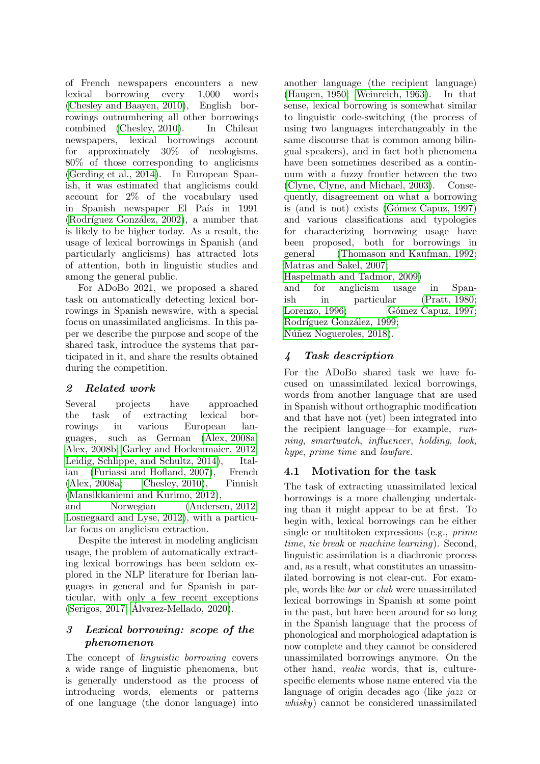of French newspapers encounters a new lexical borrowing every 1,000 words (Chesley and Baayen, 2010), English borrowings outnumbering all other borrowings combined (Chesley, 2010). In Chilean newspapers, lexical borrowings account for approximately 30% of neologisms, 80% of those corresponding to anglicisms (Gerding et al., 2014). In European Spanish, it was estimated that anglicisms could account for 2% of the vocabulary used in Spanish newspaper El País in 1991 (Rodríguez González, 2002), a number that is likely to be higher today. As a result, the usage of lexical borrowings in Spanish (and particularly anglicisms) has attracted lots of attention, both in linguistic studies and among the general public.

For ADoBo 2021, we proposed a shared task on automatically detecting lexical borrowings in Spanish newswire, with a special focus on unassimilated anglicisms. In this paper we describe the purpose and scope of the shared task, introduce the systems that participated in it, and share the results obtained during the competition.

## 2 Related work

Several projects have approached the task of extracting lexical borrowings in various European languages, such as German (Alex, 2008a; Alex, 2008b; Garley and Hockenmaier, 2012; Leidig, Schlippe, and Schultz, 2014), Italian (Furiassi and Hofland, 2007), French (Alex, 2008a; Chesley, 2010), Finnish (Mansikkaniemi and Kurimo, 2012), and Norwegian (Andersen, 2012; Losnegaard and Lyse, 2012), with a particular focus on anglicism extraction.

Despite the interest in modeling anglicism usage, the problem of automatically extracting lexical borrowings has been seldom explored in the NLP literature for Iberian languages in general and for Spanish in particular, with only a few recent exceptions (Serigos, 2017; Álvarez-Mellado, 2020).

## 3 Lexical borrowing: scope of the phenomenon

The concept of *linguistic borrowing* covers a wide range of linguistic phenomena, but is generally understood as the process of introducing words, elements or patterns of one language (the donor language) into another language (the recipient language) (Haugen, 1950; Weinreich, 1963). In that sense, lexical borrowing is somewhat similar to linguistic code-switching (the process of using two languages interchangeably in the same discourse that is common among bilingual speakers), and in fact both phenomena have been sometimes described as a continuum with a fuzzy frontier between the two (Clyne, Clyne, and Michael, 2003). Consequently, disagreement on what a borrowing is (and is not) exists (Gómez Capuz, 1997) and various classifications and typologies for characterizing borrowing usage have been proposed, both for borrowings in general (Thomason and Kaufman, 1992; Matras and Sakel, 2007; Haspelmath and Tadmor, 2009) and for anglicism usage in Spanish in particular (Pratt, 1980; Lorenzo, 1996; Gómez Capuz, 1997; Rodríguez González, 1999; Núñez Nogueroles, 2018).

## 4 Task description

For the ADoBo shared task we have focused on unassimilated lexical borrowings, words from another language that are used in Spanish without orthographic modification and that have not (yet) been integrated into the recipient language—for example, *running*, *smartwatch*, *influencer*, *holding*, *look*, *hype*, *prime time* and *lawfare*.

### 4.1 Motivation for the task

The task of extracting unassimilated lexical borrowings is a more challenging undertaking than it might appear to be at first. To begin with, lexical borrowings can be either single or multitoken expressions (e.g., *prime time*, *tie break* or *machine learning*). Second, linguistic assimilation is a diachronic process and, as a result, what constitutes an unassimilated borrowing is not clear-cut. For example, words like *bar* or *club* were unassimilated lexical borrowings in Spanish at some point in the past, but have been around for so long in the Spanish language that the process of phonological and morphological adaptation is now complete and they cannot be considered unassimilated borrowings anymore. On the other hand, *realia* words, that is, culture-specific elements whose name entered via the language of origin decades ago (like *jazz* or *whisky*) cannot be considered unassimilated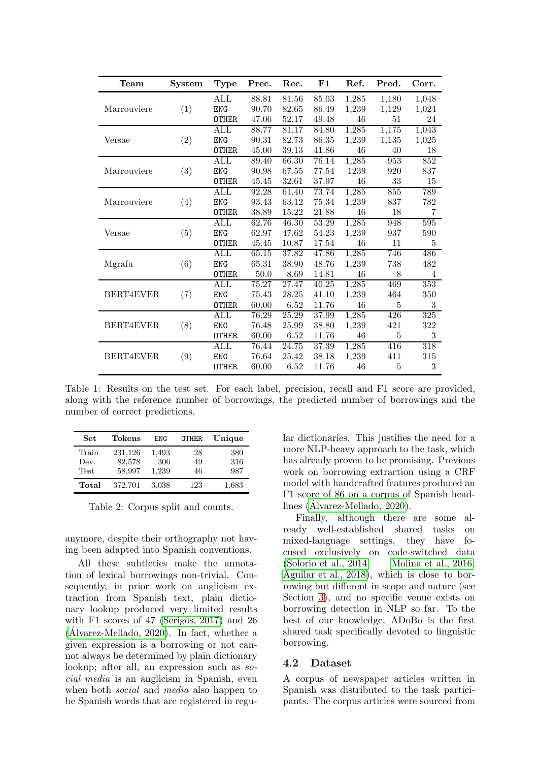| Team | System | Type | Prec. | Rec. | F1 | Ref. | Pred. | Corr. |
|---|---|---|---|---|---|---|---|---|
| Marrouviere | (1) | ALL | 88.81 | 81.56 | 85.03 | 1,285 | 1,180 | 1,048 |
| | | ENG | 90.70 | 82.65 | 86.49 | 1,239 | 1,129 | 1,024 |
| | | OTHER | 47.06 | 52.17 | 49.48 | 46 | 51 | 24 |
| Versae | (2) | ALL | 88.77 | 81.17 | 84.80 | 1,285 | 1,175 | 1,043 |
| | | ENG | 90.31 | 82.73 | 86.35 | 1,239 | 1,135 | 1,025 |
| | | OTHER | 45.00 | 39.13 | 41.86 | 46 | 40 | 18 |
| Marrouviere | (3) | ALL | 89.40 | 66.30 | 76.14 | 1,285 | 953 | 852 |
| | | ENG | 90.98 | 67.55 | 77.54 | 1239 | 920 | 837 |
| | | OTHER | 45.45 | 32.61 | 37.97 | 46 | 33 | 15 |
| Marrouviere | (4) | ALL | 92.28 | 61.40 | 73.74 | 1,285 | 855 | 789 |
| | | ENG | 93.43 | 63.12 | 75.34 | 1,239 | 837 | 782 |
| | | OTHER | 38.89 | 15.22 | 21.88 | 46 | 18 | 7 |
| Versae | (5) | ALL | 62.76 | 46.30 | 53.29 | 1,285 | 948 | 595 |
| | | ENG | 62.97 | 47.62 | 54.23 | 1,239 | 937 | 590 |
| | | OTHER | 45.45 | 10.87 | 17.54 | 46 | 11 | 5 |
| Mgrafu | (6) | ALL | 65.15 | 37.82 | 47.86 | 1,285 | 746 | 486 |
| | | ENG | 65.31 | 38.90 | 48.76 | 1,239 | 738 | 482 |
| | | OTHER | 50.0 | 8.69 | 14.81 | 46 | 8 | 4 |
| BERT4EVER | (7) | ALL | 75.27 | 27.47 | 40.25 | 1,285 | 469 | 353 |
| | | ENG | 75.43 | 28.25 | 41.10 | 1,239 | 464 | 350 |
| | | OTHER | 60.00 | 6.52 | 11.76 | 46 | 5 | 3 |
| BERT4EVER | (8) | ALL | 76.29 | 25.29 | 37.99 | 1,285 | 426 | 325 |
| | | ENG | 76.48 | 25.99 | 38.80 | 1,239 | 421 | 322 |
| | | OTHER | 60.00 | 6.52 | 11.76 | 46 | 5 | 3 |
| BERT4EVER | (9) | ALL | 76.44 | 24.75 | 37.39 | 1,285 | 416 | 318 |
| | | ENG | 76.64 | 25.42 | 38.18 | 1,239 | 411 | 315 |
| | | OTHER | 60.00 | 6.52 | 11.76 | 46 | 5 | 3 |

Table 1: Results on the test set. For each label, precision, recall and F1 score are provided, along with the reference number of borrowings, the predicted number of borrowings and the number of correct predictions.

| Set | Tokens | ENG | OTHER | Unique |
|---|---|---|---|---|
| Train | 231,126 | 1,493 | 28 | 380 |
| Dev. | 82,578 | 306 | 49 | 316 |
| Test | 58,997 | 1,239 | 46 | 987 |
| **Total** | 372,701 | 3,038 | 123 | 1,683 |

Table 2: Corpus split and counts.

anymore, despite their orthography not having been adapted into Spanish conventions.

All these subtleties make the annotation of lexical borrowings non-trivial. Consequently, in prior work on anglicism extraction from Spanish text, plain dictionary lookup produced very limited results with F1 scores of 47 (Serigos, 2017) and 26 (Álvarez-Mellado, 2020). In fact, whether a given expression is a borrowing or not cannot always be determined by plain dictionary lookup; after all, an expression such as *social media* is an anglicism in Spanish, even when both *social* and *media* also happen to be Spanish words that are registered in regular dictionaries. This justifies the need for a more NLP-heavy approach to the task, which has already proven to be promising. Previous work on borrowing extraction using a CRF model with handcrafted features produced an F1 score of 86 on a corpus of Spanish headlines (Álvarez-Mellado, 2020).

Finally, although there are some already well-established shared tasks on mixed-language settings, they have focused exclusively on code-switched data (Solorio et al., 2014; Molina et al., 2016; Aguilar et al., 2018), which is close to borrowing but different in scope and nature (see Section 3), and no specific venue exists on borrowing detection in NLP so far. To the best of our knowledge, ADoBo is the first shared task specifically devoted to linguistic borrowing.

### 4.2 Dataset

A corpus of newspaper articles written in Spanish was distributed to the task participants. The corpus articles were sourced from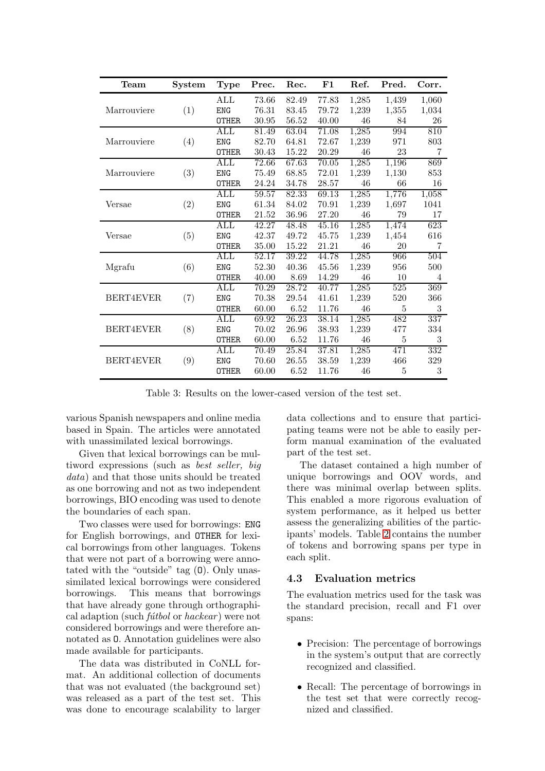| Team | System | Type | Prec. | Rec. | F1 | Ref. | Pred. | Corr. |
|---|---|---|---|---|---|---|---|---|
| Marrouviere | (1) | ALL | 73.66 | 82.49 | 77.83 | 1,285 | 1,439 | 1,060 |
| | | ENG | 76.31 | 83.45 | 79.72 | 1,239 | 1,355 | 1,034 |
| | | OTHER | 30.95 | 56.52 | 40.00 | 46 | 84 | 26 |
| Marrouviere | (4) | ALL | 81.49 | 63.04 | 71.08 | 1,285 | 994 | 810 |
| | | ENG | 82.70 | 64.81 | 72.67 | 1,239 | 971 | 803 |
| | | OTHER | 30.43 | 15.22 | 20.29 | 46 | 23 | 7 |
| Marrouviere | (3) | ALL | 72.66 | 67.63 | 70.05 | 1,285 | 1,196 | 869 |
| | | ENG | 75.49 | 68.85 | 72.01 | 1,239 | 1,130 | 853 |
| | | OTHER | 24.24 | 34.78 | 28.57 | 46 | 66 | 16 |
| Versae | (2) | ALL | 59.57 | 82.33 | 69.13 | 1,285 | 1,776 | 1,058 |
| | | ENG | 61.34 | 84.02 | 70.91 | 1,239 | 1,697 | 1041 |
| | | OTHER | 21.52 | 36.96 | 27.20 | 46 | 79 | 17 |
| Versae | (5) | ALL | 42.27 | 48.48 | 45.16 | 1,285 | 1,474 | 623 |
| | | ENG | 42.37 | 49.72 | 45.75 | 1,239 | 1,454 | 616 |
| | | OTHER | 35.00 | 15.22 | 21.21 | 46 | 20 | 7 |
| Mgrafu | (6) | ALL | 52.17 | 39.22 | 44.78 | 1,285 | 966 | 504 |
| | | ENG | 52.30 | 40.36 | 45.56 | 1,239 | 956 | 500 |
| | | OTHER | 40.00 | 8.69 | 14.29 | 46 | 10 | 4 |
| BERT4EVER | (7) | ALL | 70.29 | 28.72 | 40.77 | 1,285 | 525 | 369 |
| | | ENG | 70.38 | 29.54 | 41.61 | 1,239 | 520 | 366 |
| | | OTHER | 60.00 | 6.52 | 11.76 | 46 | 5 | 3 |
| BERT4EVER | (8) | ALL | 69.92 | 26.23 | 38.14 | 1,285 | 482 | 337 |
| | | ENG | 70.02 | 26.96 | 38.93 | 1,239 | 477 | 334 |
| | | OTHER | 60.00 | 6.52 | 11.76 | 46 | 5 | 3 |
| BERT4EVER | (9) | ALL | 70.49 | 25.84 | 37.81 | 1,285 | 471 | 332 |
| | | ENG | 70.60 | 26.55 | 38.59 | 1,239 | 466 | 329 |
| | | OTHER | 60.00 | 6.52 | 11.76 | 46 | 5 | 3 |

Table 3: Results on the lower-cased version of the test set.

various Spanish newspapers and online media based in Spain. The articles were annotated with unassimilated lexical borrowings.

Given that lexical borrowings can be multiword expressions (such as *best seller, big data*) and that those units should be treated as one borrowing and not as two independent borrowings, BIO encoding was used to denote the boundaries of each span.

Two classes were used for borrowings: ENG for English borrowings, and OTHER for lexical borrowings from other languages. Tokens that were not part of a borrowing were annotated with the "outside" tag (O). Only unassimilated lexical borrowings were considered borrowings. This means that borrowings that have already gone through orthographical adaption (such *fútbol* or *hackear*) were not considered borrowings and were therefore annotated as O. Annotation guidelines were also made available for participants.

The data was distributed in CoNLL format. An additional collection of documents that was not evaluated (the background set) was released as a part of the test set. This was done to encourage scalability to larger data collections and to ensure that participating teams were not be able to easily perform manual examination of the evaluated part of the test set.

The dataset contained a high number of unique borrowings and OOV words, and there was minimal overlap between splits. This enabled a more rigorous evaluation of system performance, as it helped us better assess the generalizing abilities of the participants' models. Table 2 contains the number of tokens and borrowing spans per type in each split.

### 4.3 Evaluation metrics

The evaluation metrics used for the task was the standard precision, recall and F1 over spans:

- Precision: The percentage of borrowings in the system's output that are correctly recognized and classified.
- Recall: The percentage of borrowings in the test set that were correctly recognized and classified.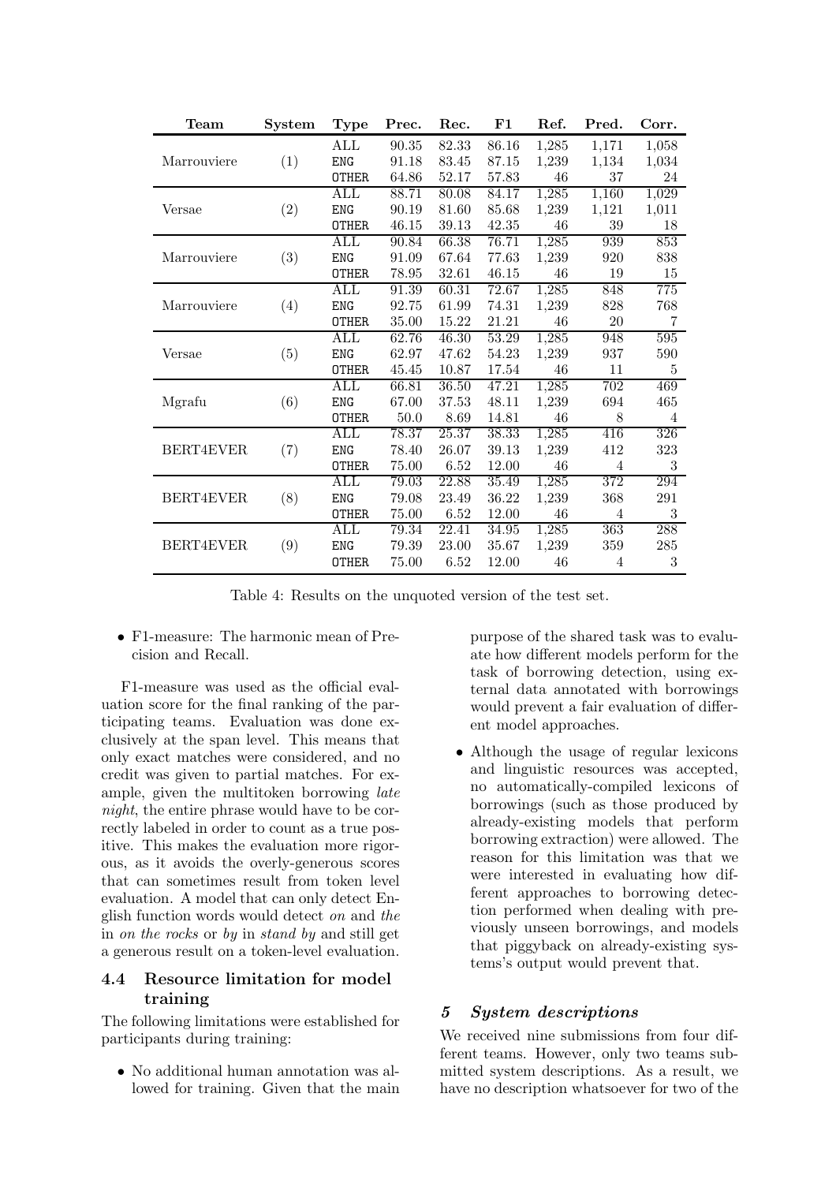| Team | System | Type | Prec. | Rec. | F1 | Ref. | Pred. | Corr. |
|---|---|---|---|---|---|---|---|---|
| Marrouviere | (1) | ALL | 90.35 | 82.33 | 86.16 | 1,285 | 1,171 | 1,058 |
| | | ENG | 91.18 | 83.45 | 87.15 | 1,239 | 1,134 | 1,034 |
| | | OTHER | 64.86 | 52.17 | 57.83 | 46 | 37 | 24 |
| Versae | (2) | ALL | 88.71 | 80.08 | 84.17 | 1,285 | 1,160 | 1,029 |
| | | ENG | 90.19 | 81.60 | 85.68 | 1,239 | 1,121 | 1,011 |
| | | OTHER | 46.15 | 39.13 | 42.35 | 46 | 39 | 18 |
| Marrouviere | (3) | ALL | 90.84 | 66.38 | 76.71 | 1,285 | 939 | 853 |
| | | ENG | 91.09 | 67.64 | 77.63 | 1,239 | 920 | 838 |
| | | OTHER | 78.95 | 32.61 | 46.15 | 46 | 19 | 15 |
| Marrouviere | (4) | ALL | 91.39 | 60.31 | 72.67 | 1,285 | 848 | 775 |
| | | ENG | 92.75 | 61.99 | 74.31 | 1,239 | 828 | 768 |
| | | OTHER | 35.00 | 15.22 | 21.21 | 46 | 20 | 7 |
| Versae | (5) | ALL | 62.76 | 46.30 | 53.29 | 1,285 | 948 | 595 |
| | | ENG | 62.97 | 47.62 | 54.23 | 1,239 | 937 | 590 |
| | | OTHER | 45.45 | 10.87 | 17.54 | 46 | 11 | 5 |
| Mgrafu | (6) | ALL | 66.81 | 36.50 | 47.21 | 1,285 | 702 | 469 |
| | | ENG | 67.00 | 37.53 | 48.11 | 1,239 | 694 | 465 |
| | | OTHER | 50.0 | 8.69 | 14.81 | 46 | 8 | 4 |
| BERT4EVER | (7) | ALL | 78.37 | 25.37 | 38.33 | 1,285 | 416 | 326 |
| | | ENG | 78.40 | 26.07 | 39.13 | 1,239 | 412 | 323 |
| | | OTHER | 75.00 | 6.52 | 12.00 | 46 | 4 | 3 |
| BERT4EVER | (8) | ALL | 79.03 | 22.88 | 35.49 | 1,285 | 372 | 294 |
| | | ENG | 79.08 | 23.49 | 36.22 | 1,239 | 368 | 291 |
| | | OTHER | 75.00 | 6.52 | 12.00 | 46 | 4 | 3 |
| BERT4EVER | (9) | ALL | 79.34 | 22.41 | 34.95 | 1,285 | 363 | 288 |
| | | ENG | 79.39 | 23.00 | 35.67 | 1,239 | 359 | 285 |
| | | OTHER | 75.00 | 6.52 | 12.00 | 46 | 4 | 3 |

Table 4: Results on the unquoted version of the test set.

- F1-measure: The harmonic mean of Precision and Recall.

F1-measure was used as the official evaluation score for the final ranking of the participating teams. Evaluation was done exclusively at the span level. This means that only exact matches were considered, and no credit was given to partial matches. For example, given the multitoken borrowing *late night*, the entire phrase would have to be correctly labeled in order to count as a true positive. This makes the evaluation more rigorous, as it avoids the overly-generous scores that can sometimes result from token level evaluation. A model that can only detect English function words would detect *on* and *the* in *on the rocks* or *by* in *stand by* and still get a generous result on a token-level evaluation.

### 4.4 Resource limitation for model training

The following limitations were established for participants during training:

- No additional human annotation was allowed for training. Given that the main purpose of the shared task was to evaluate how different models perform for the task of borrowing detection, using external data annotated with borrowings would prevent a fair evaluation of different model approaches.
- Although the usage of regular lexicons and linguistic resources was accepted, no automatically-compiled lexicons of borrowings (such as those produced by already-existing models that perform borrowing extraction) were allowed. The reason for this limitation was that we were interested in evaluating how different approaches to borrowing detection performed when dealing with previously unseen borrowings, and models that piggyback on already-existing systems's output would prevent that.

## *5 System descriptions*

We received nine submissions from four different teams. However, only two teams submitted system descriptions. As a result, we have no description whatsoever for two of the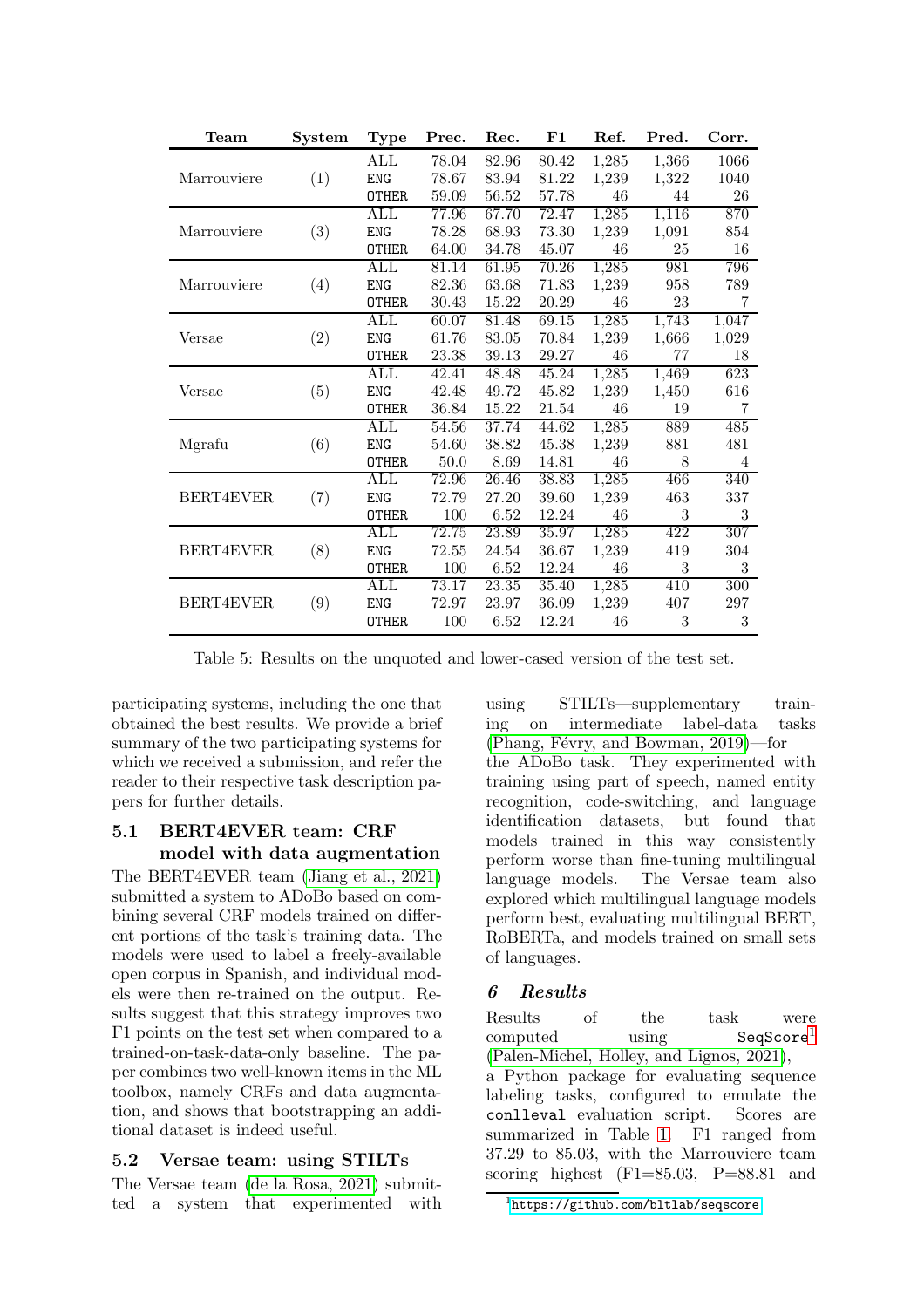| Team | System | Type | Prec. | Rec. | F1 | Ref. | Pred. | Corr. |
|---|---|---|---|---|---|---|---|---|
| Marrouviere | (1) | ALL | 78.04 | 82.96 | 80.42 | 1,285 | 1,366 | 1066 |
| | | ENG | 78.67 | 83.94 | 81.22 | 1,239 | 1,322 | 1040 |
| | | OTHER | 59.09 | 56.52 | 57.78 | 46 | 44 | 26 |
| Marrouviere | (3) | ALL | 77.96 | 67.70 | 72.47 | 1,285 | 1,116 | 870 |
| | | ENG | 78.28 | 68.93 | 73.30 | 1,239 | 1,091 | 854 |
| | | OTHER | 64.00 | 34.78 | 45.07 | 46 | 25 | 16 |
| Marrouviere | (4) | ALL | 81.14 | 61.95 | 70.26 | 1,285 | 981 | 796 |
| | | ENG | 82.36 | 63.68 | 71.83 | 1,239 | 958 | 789 |
| | | OTHER | 30.43 | 15.22 | 20.29 | 46 | 23 | 7 |
| Versae | (2) | ALL | 60.07 | 81.48 | 69.15 | 1,285 | 1,743 | 1,047 |
| | | ENG | 61.76 | 83.05 | 70.84 | 1,239 | 1,666 | 1,029 |
| | | OTHER | 23.38 | 39.13 | 29.27 | 46 | 77 | 18 |
| Versae | (5) | ALL | 42.41 | 48.48 | 45.24 | 1,285 | 1,469 | 623 |
| | | ENG | 42.48 | 49.72 | 45.82 | 1,239 | 1,450 | 616 |
| | | OTHER | 36.84 | 15.22 | 21.54 | 46 | 19 | 7 |
| Mgrafu | (6) | ALL | 54.56 | 37.74 | 44.62 | 1,285 | 889 | 485 |
| | | ENG | 54.60 | 38.82 | 45.38 | 1,239 | 881 | 481 |
| | | OTHER | 50.0 | 8.69 | 14.81 | 46 | 8 | 4 |
| BERT4EVER | (7) | ALL | 72.96 | 26.46 | 38.83 | 1,285 | 466 | 340 |
| | | ENG | 72.79 | 27.20 | 39.60 | 1,239 | 463 | 337 |
| | | OTHER | 100 | 6.52 | 12.24 | 46 | 3 | 3 |
| BERT4EVER | (8) | ALL | 72.75 | 23.89 | 35.97 | 1,285 | 422 | 307 |
| | | ENG | 72.55 | 24.54 | 36.67 | 1,239 | 419 | 304 |
| | | OTHER | 100 | 6.52 | 12.24 | 46 | 3 | 3 |
| BERT4EVER | (9) | ALL | 73.17 | 23.35 | 35.40 | 1,285 | 410 | 300 |
| | | ENG | 72.97 | 23.97 | 36.09 | 1,239 | 407 | 297 |
| | | OTHER | 100 | 6.52 | 12.24 | 46 | 3 | 3 |

Table 5: Results on the unquoted and lower-cased version of the test set.

participating systems, including the one that obtained the best results. We provide a brief summary of the two participating systems for which we received a submission, and refer the reader to their respective task description papers for further details.

### 5.1 BERT4EVER team: CRF model with data augmentation

The BERT4EVER team (Jiang et al., 2021) submitted a system to ADoBo based on combining several CRF models trained on different portions of the task's training data. The models were used to label a freely-available open corpus in Spanish, and individual models were then re-trained on the output. Results suggest that this strategy improves two F1 points on the test set when compared to a trained-on-task-data-only baseline. The paper combines two well-known items in the ML toolbox, namely CRFs and data augmentation, and shows that bootstrapping an additional dataset is indeed useful.

### 5.2 Versae team: using STILTs

The Versae team (de la Rosa, 2021) submitted a system that experimented with using STILTs—supplementary training on intermediate label-data tasks (Phang, Févry, and Bowman, 2019)—for the ADoBo task. They experimented with training using part of speech, named entity recognition, code-switching, and language identification datasets, but found that models trained in this way consistently perform worse than fine-tuning multilingual language models. The Versae team also explored which multilingual language models perform best, evaluating multilingual BERT, RoBERTa, and models trained on small sets of languages.

## 6 Results

Results of the task were computed using `SeqScore`[1] (Palen-Michel, Holley, and Lignos, 2021), a Python package for evaluating sequence labeling tasks, configured to emulate the `conlleval` evaluation script. Scores are summarized in Table 1. F1 ranged from 37.29 to 85.03, with the Marrouviere team scoring highest (F1=85.03, P=88.81 and

[1] https://github.com/bltlab/seqscore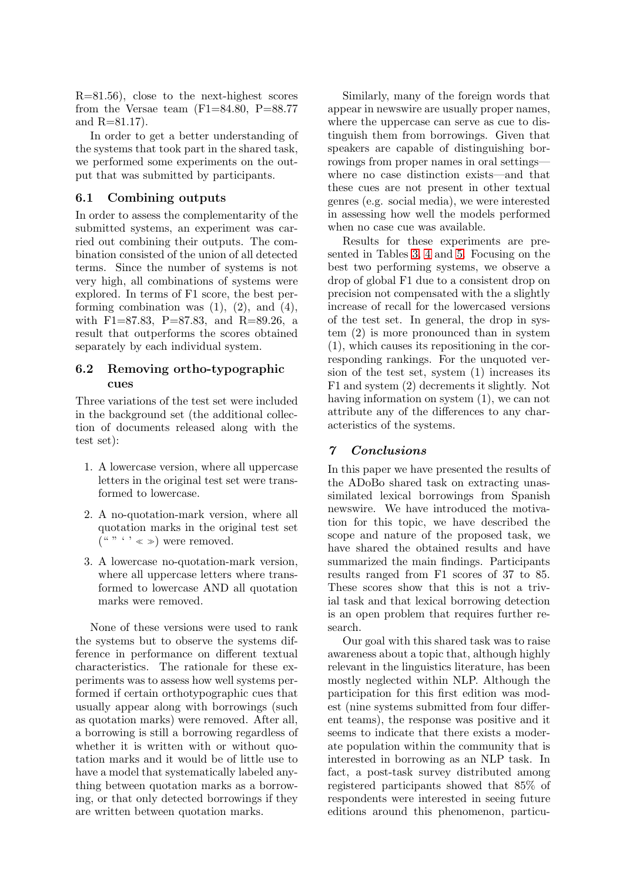R=81.56), close to the next-highest scores from the Versae team (F1=84.80, P=88.77 and R=81.17).

In order to get a better understanding of the systems that took part in the shared task, we performed some experiments on the output that was submitted by participants.

### 6.1 Combining outputs

In order to assess the complementarity of the submitted systems, an experiment was carried out combining their outputs. The combination consisted of the union of all detected terms. Since the number of systems is not very high, all combinations of systems were explored. In terms of F1 score, the best performing combination was (1), (2), and (4), with F1=87.83, P=87.83, and R=89.26, a result that outperforms the scores obtained separately by each individual system.

### 6.2 Removing ortho-typographic cues

Three variations of the test set were included in the background set (the additional collection of documents released along with the test set):

1. A lowercase version, where all uppercase letters in the original test set were transformed to lowercase.
2. A no-quotation-mark version, where all quotation marks in the original test set (“ ” ‘ ’ ≪ ≫) were removed.
3. A lowercase no-quotation-mark version, where all uppercase letters where transformed to lowercase AND all quotation marks were removed.

None of these versions were used to rank the systems but to observe the systems difference in performance on different textual characteristics. The rationale for these experiments was to assess how well systems performed if certain orthotypographic cues that usually appear along with borrowings (such as quotation marks) were removed. After all, a borrowing is still a borrowing regardless of whether it is written with or without quotation marks and it would be of little use to have a model that systematically labeled anything between quotation marks as a borrowing, or that only detected borrowings if they are written between quotation marks.

Similarly, many of the foreign words that appear in newswire are usually proper names, where the uppercase can serve as cue to distinguish them from borrowings. Given that speakers are capable of distinguishing borrowings from proper names in oral settings—where no case distinction exists—and that these cues are not present in other textual genres (e.g. social media), we were interested in assessing how well the models performed when no case cue was available.

Results for these experiments are presented in Tables 3, 4 and 5. Focusing on the best two performing systems, we observe a drop of global F1 due to a consistent drop on precision not compensated with the a slightly increase of recall for the lowercased versions of the test set. In general, the drop in system (2) is more pronounced than in system (1), which causes its repositioning in the corresponding rankings. For the unquoted version of the test set, system (1) increases its F1 and system (2) decrements it slightly. Not having information on system (1), we can not attribute any of the differences to any characteristics of the systems.

## 7 Conclusions

In this paper we have presented the results of the ADoBo shared task on extracting unassimilated lexical borrowings from Spanish newswire. We have introduced the motivation for this topic, we have described the scope and nature of the proposed task, we have shared the obtained results and have summarized the main findings. Participants results ranged from F1 scores of 37 to 85. These scores show that this is not a trivial task and that lexical borrowing detection is an open problem that requires further research.

Our goal with this shared task was to raise awareness about a topic that, although highly relevant in the linguistics literature, has been mostly neglected within NLP. Although the participation for this first edition was modest (nine systems submitted from four different teams), the response was positive and it seems to indicate that there exists a moderate population within the community that is interested in borrowing as an NLP task. In fact, a post-task survey distributed among registered participants showed that 85% of respondents were interested in seeing future editions around this phenomenon, particu-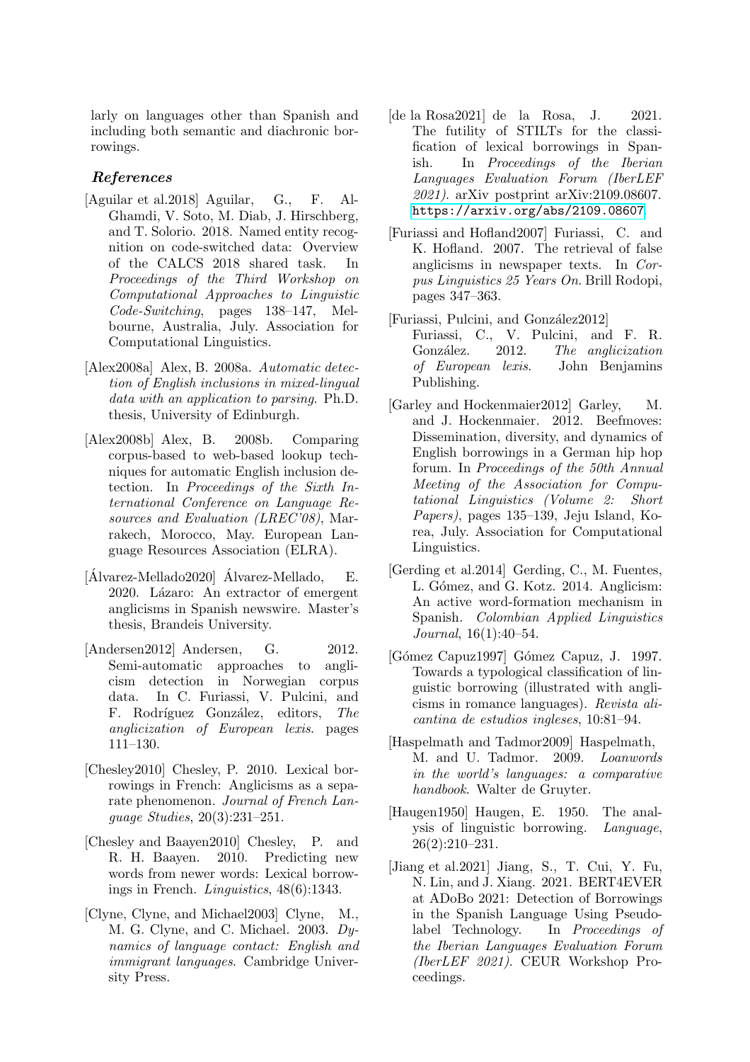larly on languages other than Spanish and including both semantic and diachronic borrowings.

## *References*

[Aguilar et al.2018] Aguilar, G., F. AlGhamdi, V. Soto, M. Diab, J. Hirschberg, and T. Solorio. 2018. Named entity recognition on code-switched data: Overview of the CALCS 2018 shared task. In *Proceedings of the Third Workshop on Computational Approaches to Linguistic Code-Switching*, pages 138–147, Melbourne, Australia, July. Association for Computational Linguistics.

[Alex2008a] Alex, B. 2008a. *Automatic detection of English inclusions in mixed-lingual data with an application to parsing*. Ph.D. thesis, University of Edinburgh.

[Alex2008b] Alex, B. 2008b. Comparing corpus-based to web-based lookup techniques for automatic English inclusion detection. In *Proceedings of the Sixth International Conference on Language Resources and Evaluation (LREC'08)*, Marrakech, Morocco, May. European Language Resources Association (ELRA).

[Álvarez-Mellado2020] Álvarez-Mellado, E. 2020. Lázaro: An extractor of emergent anglicisms in Spanish newswire. Master's thesis, Brandeis University.

[Andersen2012] Andersen, G. 2012. Semi-automatic approaches to anglicism detection in Norwegian corpus data. In C. Furiassi, V. Pulcini, and F. Rodríguez González, editors, *The anglicization of European lexis*. pages 111–130.

[Chesley2010] Chesley, P. 2010. Lexical borrowings in French: Anglicisms as a separate phenomenon. *Journal of French Language Studies*, 20(3):231–251.

[Chesley and Baayen2010] Chesley, P. and R. H. Baayen. 2010. Predicting new words from newer words: Lexical borrowings in French. *Linguistics*, 48(6):1343.

[Clyne, Clyne, and Michael2003] Clyne, M., M. G. Clyne, and C. Michael. 2003. *Dynamics of language contact: English and immigrant languages*. Cambridge University Press.

[de la Rosa2021] de la Rosa, J. 2021. The futility of STILTs for the classification of lexical borrowings in Spanish. In *Proceedings of the Iberian Languages Evaluation Forum (IberLEF 2021)*. arXiv postprint arXiv:2109.08607. https://arxiv.org/abs/2109.08607.

[Furiassi and Hofland2007] Furiassi, C. and K. Hofland. 2007. The retrieval of false anglicisms in newspaper texts. In *Corpus Linguistics 25 Years On*. Brill Rodopi, pages 347–363.

[Furiassi, Pulcini, and González2012] Furiassi, C., V. Pulcini, and F. R. González. 2012. *The anglicization of European lexis*. John Benjamins Publishing.

[Garley and Hockenmaier2012] Garley, M. and J. Hockenmaier. 2012. Beefmoves: Dissemination, diversity, and dynamics of English borrowings in a German hip hop forum. In *Proceedings of the 50th Annual Meeting of the Association for Computational Linguistics (Volume 2: Short Papers)*, pages 135–139, Jeju Island, Korea, July. Association for Computational Linguistics.

[Gerding et al.2014] Gerding, C., M. Fuentes, L. Gómez, and G. Kotz. 2014. Anglicism: An active word-formation mechanism in Spanish. *Colombian Applied Linguistics Journal*, 16(1):40–54.

[Gómez Capuz1997] Gómez Capuz, J. 1997. Towards a typological classification of linguistic borrowing (illustrated with anglicisms in romance languages). *Revista alicantina de estudios ingleses*, 10:81–94.

[Haspelmath and Tadmor2009] Haspelmath, M. and U. Tadmor. 2009. *Loanwords in the world's languages: a comparative handbook*. Walter de Gruyter.

[Haugen1950] Haugen, E. 1950. The analysis of linguistic borrowing. *Language*, 26(2):210–231.

[Jiang et al.2021] Jiang, S., T. Cui, Y. Fu, N. Lin, and J. Xiang. 2021. BERT4EVER at ADoBo 2021: Detection of Borrowings in the Spanish Language Using Pseudo-label Technology. In *Proceedings of the Iberian Languages Evaluation Forum (IberLEF 2021)*. CEUR Workshop Proceedings.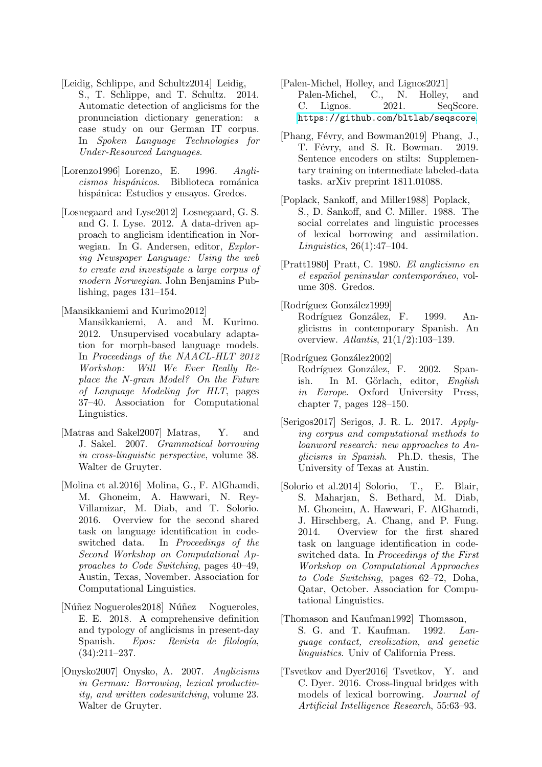[Leidig, Schlippe, and Schultz2014] Leidig, S., T. Schlippe, and T. Schultz. 2014. Automatic detection of anglicisms for the pronunciation dictionary generation: a case study on our German IT corpus. In *Spoken Language Technologies for Under-Resourced Languages*.

[Lorenzo1996] Lorenzo, E. 1996. *Anglicismos hispánicos*. Biblioteca románica hispánica: Estudios y ensayos. Gredos.

[Losnegaard and Lyse2012] Losnegaard, G. S. and G. I. Lyse. 2012. A data-driven approach to anglicism identification in Norwegian. In G. Andersen, editor, *Exploring Newspaper Language: Using the web to create and investigate a large corpus of modern Norwegian*. John Benjamins Publishing, pages 131–154.

[Mansikkaniemi and Kurimo2012] Mansikkaniemi, A. and M. Kurimo. 2012. Unsupervised vocabulary adaptation for morph-based language models. In *Proceedings of the NAACL-HLT 2012 Workshop: Will We Ever Really Replace the N-gram Model? On the Future of Language Modeling for HLT*, pages 37–40. Association for Computational Linguistics.

[Matras and Sakel2007] Matras, Y. and J. Sakel. 2007. *Grammatical borrowing in cross-linguistic perspective*, volume 38. Walter de Gruyter.

[Molina et al.2016] Molina, G., F. AlGhamdi, M. Ghoneim, A. Hawwari, N. Rey-Villamizar, M. Diab, and T. Solorio. 2016. Overview for the second shared task on language identification in code-switched data. In *Proceedings of the Second Workshop on Computational Approaches to Code Switching*, pages 40–49, Austin, Texas, November. Association for Computational Linguistics.

[Núñez Nogueroles2018] Núñez Nogueroles, E. E. 2018. A comprehensive definition and typology of anglicisms in present-day Spanish. *Epos: Revista de filología*, (34):211–237.

[Onysko2007] Onysko, A. 2007. *Anglicisms in German: Borrowing, lexical productivity, and written codeswitching*, volume 23. Walter de Gruyter.

[Palen-Michel, Holley, and Lignos2021] Palen-Michel, C., N. Holley, and C. Lignos. 2021. SeqScore. https://github.com/bltlab/seqscore.

[Phang, Févry, and Bowman2019] Phang, J., T. Févry, and S. R. Bowman. 2019. Sentence encoders on stilts: Supplementary training on intermediate labeled-data tasks. arXiv preprint 1811.01088.

[Poplack, Sankoff, and Miller1988] Poplack, S., D. Sankoff, and C. Miller. 1988. The social correlates and linguistic processes of lexical borrowing and assimilation. *Linguistics*, 26(1):47–104.

[Pratt1980] Pratt, C. 1980. *El anglicismo en el español peninsular contemporáneo*, volume 308. Gredos.

[Rodríguez González1999] Rodríguez González, F. 1999. Anglicisms in contemporary Spanish. An overview. *Atlantis*, 21(1/2):103–139.

[Rodríguez González2002] Rodríguez González, F. 2002. Spanish. In M. Görlach, editor, *English in Europe*. Oxford University Press, chapter 7, pages 128–150.

[Serigos2017] Serigos, J. R. L. 2017. *Applying corpus and computational methods to loanword research: new approaches to Anglicisms in Spanish*. Ph.D. thesis, The University of Texas at Austin.

[Solorio et al.2014] Solorio, T., E. Blair, S. Maharjan, S. Bethard, M. Diab, M. Ghoneim, A. Hawwari, F. AlGhamdi, J. Hirschberg, A. Chang, and P. Fung. 2014. Overview for the first shared task on language identification in code-switched data. In *Proceedings of the First Workshop on Computational Approaches to Code Switching*, pages 62–72, Doha, Qatar, October. Association for Computational Linguistics.

[Thomason and Kaufman1992] Thomason, S. G. and T. Kaufman. 1992. *Language contact, creolization, and genetic linguistics*. Univ of California Press.

[Tsvetkov and Dyer2016] Tsvetkov, Y. and C. Dyer. 2016. Cross-lingual bridges with models of lexical borrowing. *Journal of Artificial Intelligence Research*, 55:63–93.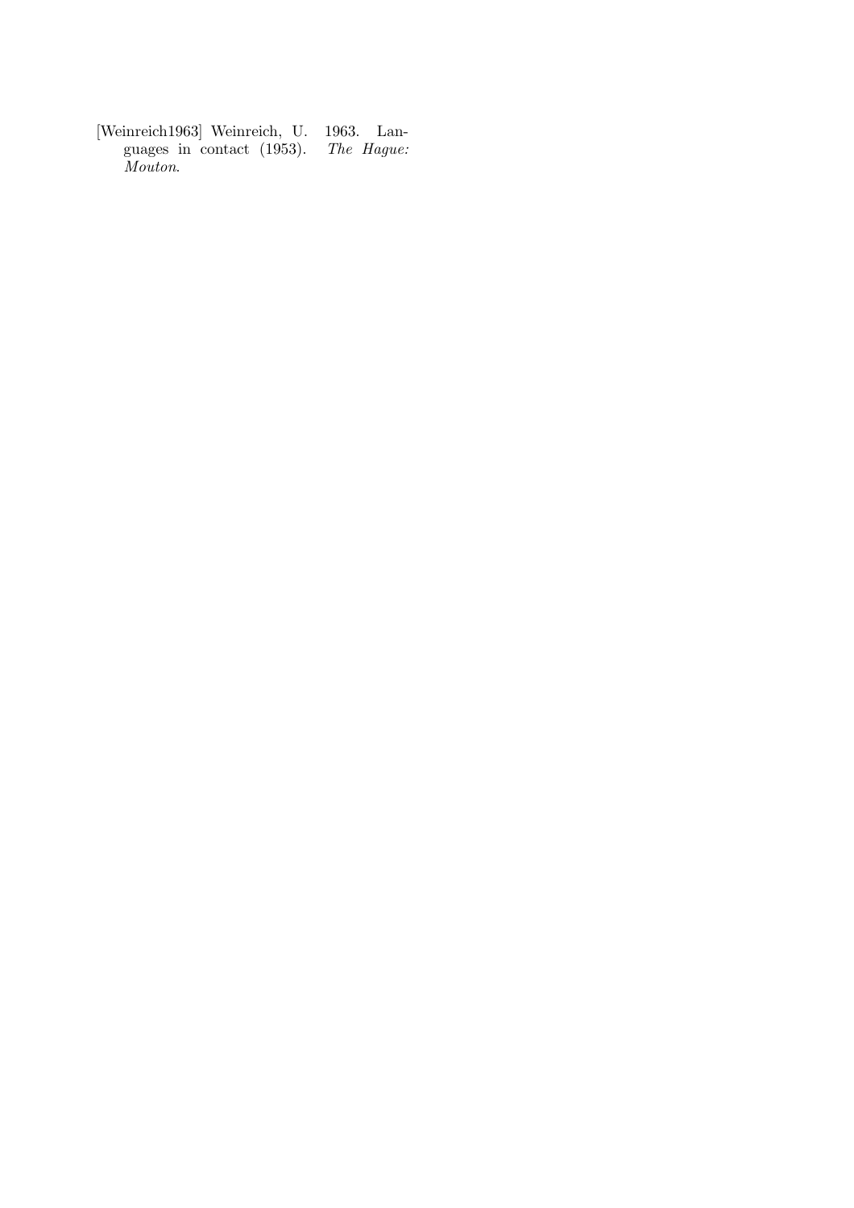[Weinreich1963] Weinreich, U. 1963. Languages in contact (1953). *The Hague: Mouton*.